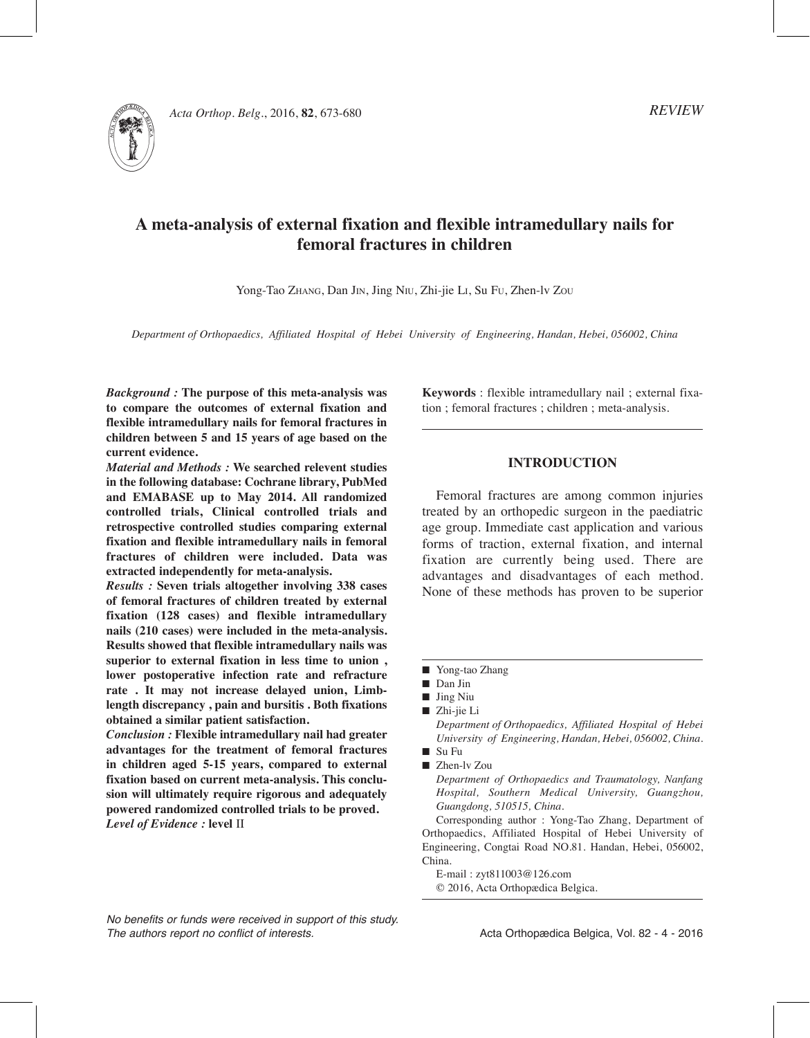*REVIEW*

# A meta-analysis of external fixation and flexible intramedullary nails for femoral fractures in children

Yong-Tao Zhang, Dan Jin, Jing Niu, Zhi-jie Li, Su Fu, Zhen-lv Zou

*Department of Orthopaedics, Affiliated Hospital of Hebei University of Engineering, Handan, Hebei, 056002, China*

***Background :*** **The purpose of this meta-analysis was to compare the outcomes of external fixation and flexible intramedullary nails for femoral fractures in children between 5 and 15 years of age based on the current evidence.**

***Material and Methods :*** **We searched relevent studies in the following database: Cochrane library, PubMed and EMABASE up to May 2014. All randomized controlled trials, Clinical controlled trials and retrospective controlled studies comparing external fixation and flexible intramedullary nails in femoral fractures of children were included. Data was extracted independently for meta-analysis.**

***Results :*** **Seven trials altogether involving 338 cases of femoral fractures of children treated by external fixation (128 cases) and flexible intramedullary nails (210 cases) were included in the meta-analysis. Results showed that flexible intramedullary nails was superior to external fixation in less time to union , lower postoperative infection rate and refracture rate . It may not increase delayed union, Limb-length discrepancy , pain and bursitis . Both fixations obtained a similar patient satisfaction.**

***Conclusion :*** **Flexible intramedullary nail had greater advantages for the treatment of femoral fractures in children aged 5-15 years, compared to external fixation based on current meta-analysis. This conclusion will ultimately require rigorous and adequately powered randomized controlled trials to be proved.**

***Level of Evidence :*** **level** II

**Keywords** : flexible intramedullary nail ; external fixation ; femoral fractures ; children ; meta-analysis.

## INTRODUCTION

Femoral fractures are among common injuries treated by an orthopedic surgeon in the paediatric age group. Immediate cast application and various forms of traction, external fixation, and internal fixation are currently being used. There are advantages and disadvantages of each method. None of these methods has proven to be superior

---

- Yong-tao Zhang
- Dan Jin
- Jing Niu
- Zhi-jie Li

*Department of Orthopaedics, Affiliated Hospital of Hebei University of Engineering, Handan, Hebei, 056002, China.*

- Su Fu
- Zhen-lv Zou

*Department of Orthopaedics and Traumatology, Nanfang Hospital, Southern Medical University, Guangzhou, Guangdong, 510515, China.*

Corresponding author : Yong-Tao Zhang, Department of Orthopaedics, Affiliated Hospital of Hebei University of Engineering, Congtai Road NO.81. Handan, Hebei, 056002, China.

E-mail : zyt811003@126.com

© 2016, Acta Orthopædica Belgica.

*No benefits or funds were received in support of this study. The authors report no conflict of interests.*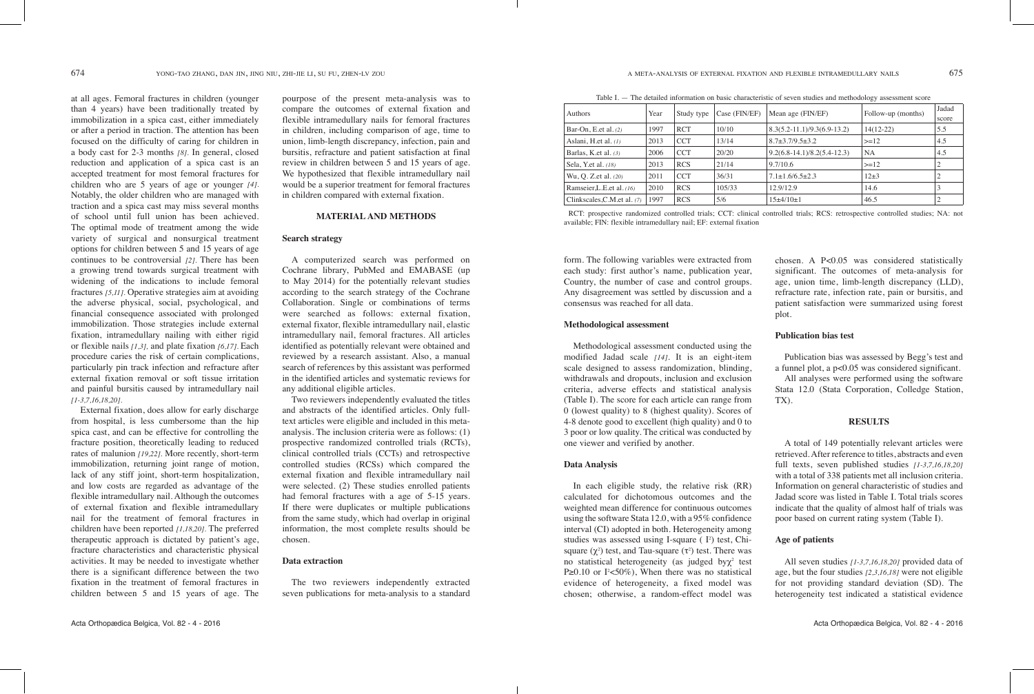at all ages. Femoral fractures in children (younger than 4 years) have been traditionally treated by immobilization in a spica cast, either immediately or after a period in traction. The attention has been focused on the difficulty of caring for children in a body cast for 2-3 months [8]. In general, closed reduction and application of a spica cast is an accepted treatment for most femoral fractures for children who are 5 years of age or younger [4]. Notably, the older children who are managed with traction and a spica cast may miss several months of school until full union has been achieved. The optimal mode of treatment among the wide variety of surgical and nonsurgical treatment options for children between 5 and 15 years of age continues to be controversial [2]. There has been a growing trend towards surgical treatment with widening of the indications to include femoral fractures [5,11]. Operative strategies aim at avoiding the adverse physical, social, psychological, and financial consequence associated with prolonged immobilization. Those strategies include external fixation, intramedullary nailing with either rigid or flexible nails [1,3], and plate fixation [6,17]. Each procedure caries the risk of certain complications, particularly pin track infection and refracture after external fixation removal or soft tissue irritation and painful bursitis caused by intramedullary nail [1-3,7,16,18,20].

External fixation, does allow for early discharge from hospital, is less cumbersome than the hip spica cast, and can be effective for controlling the fracture position, theoretically leading to reduced rates of malunion [19,22]. More recently, short-term immobilization, returning joint range of motion, lack of any stiff joint, short-term hospitalization, and low costs are regarded as advantage of the flexible intramedullary nail. Although the outcomes of external fixation and flexible intramedullary nail for the treatment of femoral fractures in children have been reported [1,18,20]. The preferred therapeutic approach is dictated by patient's age, fracture characteristics and characteristic physical activities. It may be needed to investigate whether there is a significant difference between the two fixation in the treatment of femoral fractures in children between 5 and 15 years of age. The pourpose of the present meta-analysis was to compare the outcomes of external fixation and flexible intramedullary nails for femoral fractures in children, including comparison of age, time to union, limb-length discrepancy, infection, pain and bursitis, refracture and patient satisfaction at final review in children between 5 and 15 years of age. We hypothesized that flexible intramedullary nail would be a superior treatment for femoral fractures in children compared with external fixation.

## MATERIAL AND METHODS

### Search strategy

A computerized search was performed on Cochrane library, PubMed and EMABASE (up to May 2014) for the potentially relevant studies according to the search strategy of the Cochrane Collaboration. Single or combinations of terms were searched as follows: external fixation, external fixator, flexible intramedullary nail, elastic intramedullary nail, femoral fractures. All articles identified as potentially relevant were obtained and reviewed by a research assistant. Also, a manual search of references by this assistant was performed in the identified articles and systematic reviews for any additional eligible articles.

Two reviewers independently evaluated the titles and abstracts of the identified articles. Only full-text articles were eligible and included in this meta-analysis. The inclusion criteria were as follows: (1) prospective randomized controlled trials (RCTs), clinical controlled trials (CCTs) and retrospective controlled studies (RCSs) which compared the external fixation and flexible intramedullary nail were selected. (2) These studies enrolled patients had femoral fractures with a age of 5-15 years. If there were duplicates or multiple publications from the same study, which had overlap in original information, the most complete results should be chosen.

### Data extraction

The two reviewers independently extracted seven publications for meta-analysis to a standard form. The following variables were extracted from each study: first author's name, publication year, Country, the number of case and control groups. Any disagreement was settled by discussion and a consensus was reached for all data.

### Methodological assessment

Methodological assessment conducted using the modified Jadad scale [14]. It is an eight-item scale designed to assess randomization, blinding, withdrawals and dropouts, inclusion and exclusion criteria, adverse effects and statistical analysis (Table I). The score for each article can range from 0 (lowest quality) to 8 (highest quality). Scores of 4-8 denote good to excellent (high quality) and 0 to 3 poor or low quality. The critical was conducted by one viewer and verified by another.

### Data Analysis

In each eligible study, the relative risk (RR) calculated for dichotomous outcomes and the weighted mean difference for continuous outcomes using the software Stata 12.0, with a 95% confidence interval (CI) adopted in both. Heterogeneity among studies was assessed using I-square ( $I^2$) test, Chi-square ($\chi^2$) test, and Tau-square ($\tau^2$) test. There was no statistical heterogeneity (as judged by $\chi^2$ test P≥0.10 or $I^2$<50%), When there was no statistical evidence of heterogeneity, a fixed model was chosen; otherwise, a random-effect model was chosen. A P<0.05 was considered statistically significant. The outcomes of meta-analysis for age, union time, limb-length discrepancy (LLD), refracture rate, infection rate, pain or bursitis, and patient satisfaction were summarized using forest plot.

### Publication bias test

Publication bias was assessed by Begg's test and a funnel plot, a p<0.05 was considered significant.

All analyses were performed using the software Stata 12.0 (Stata Corporation, Colledge Station, TX).

Table I. — The detailed information on basic characteristic of seven studies and methodology assessment score

| Authors | Year | Study type | Case (FIN/EF) | Mean age (FIN/EF) | Follow-up (months) | Jadad score |
|---|---|---|---|---|---|---|
| Bar-On, E.et al. (2) | 1997 | RCT | 10/10 | 8.3(5.2-11.1)/9.3(6.9-13.2) | 14(12-22) | 5.5 |
| Aslani, H.et al. (1) | 2013 | CCT | 13/14 | 8.7±3.7/9.5±3.2 | >=12 | 4.5 |
| Barlas, K.et al. (3) | 2006 | CCT | 20/20 | 9.2(6.8-14.1)/8.2(5.4-12.3) | NA | 4.5 |
| Sela, Y.et al. (18) | 2013 | RCS | 21/14 | 9.7/10.6 | >=12 | 2 |
| Wu, Q. Z.et al. (20) | 2011 | CCT | 36/31 | 7.1±1.6/6.5±2.3 | 12±3 | 2 |
| Ramseier,L.E.et al. (16) | 2010 | RCS | 105/33 | 12.9/12.9 | 14.6 | 3 |
| Clinkscales,C.M.et al. (7) | 1997 | RCS | 5/6 | 15±4/10±1 | 46.5 | 2 |

RCT: prospective randomized controlled trials; CCT: clinical controlled trials; RCS: retrospective controlled studies; NA: not available; FIN: flexible intramedullary nail; EF: external fixation

## RESULTS

A total of 149 potentially relevant articles were retrieved. After reference to titles, abstracts and even full texts, seven published studies [1-3,7,16,18,20] with a total of 338 patients met all inclusion criteria. Information on general characteristic of studies and Jadad score was listed in Table I. Total trials scores indicate that the quality of almost half of trials was poor based on current rating system (Table I).

### Age of patients

All seven studies [1-3,7,16,18,20] provided data of age, but the four studies [2,3,16,18] were not eligible for not providing standard deviation (SD). The heterogeneity test indicated a statistical evidence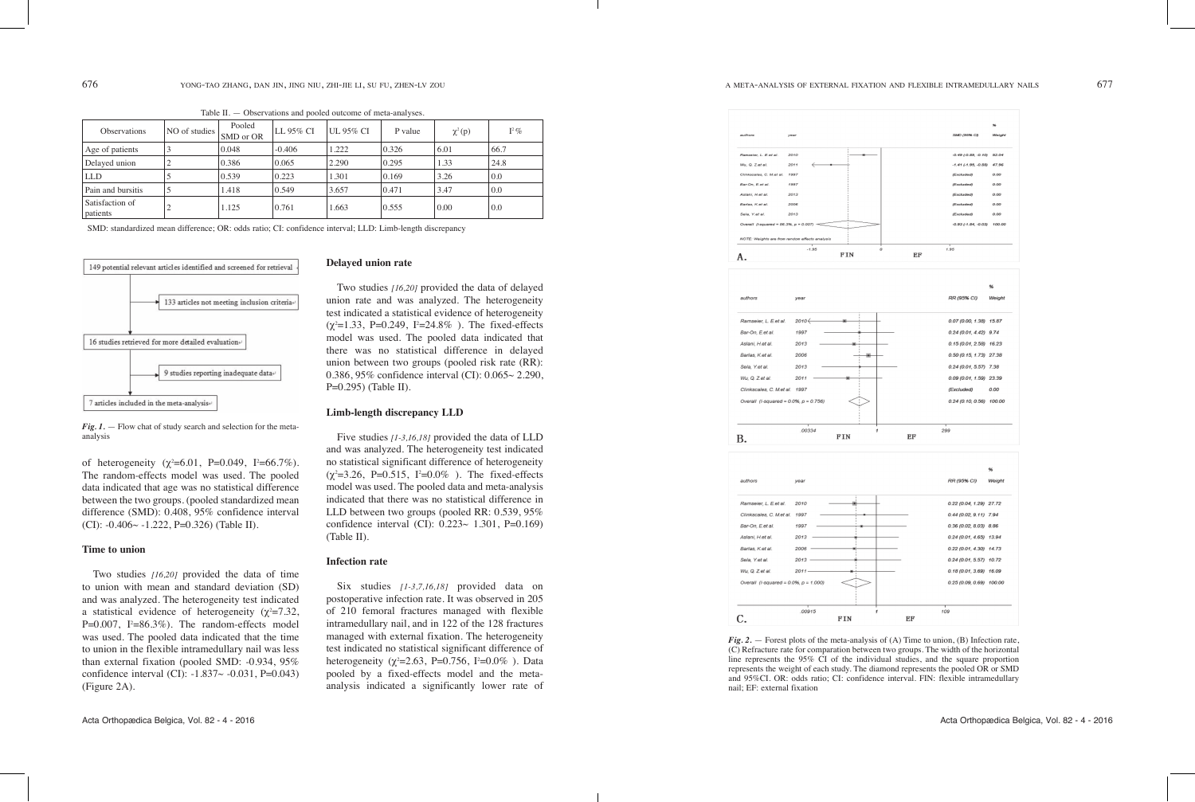Table II. — Observations and pooled outcome of meta-analyses.

| Observations | NO of studies | Pooled SMD or OR | LL 95% CI | UL 95% CI | P value | $\chi^2$(p) | $I^2$% |
|---|---|---|---|---|---|---|---|
| Age of patients | 3 | 0.048 | -0.406 | 1.222 | 0.326 | 6.01 | 66.7 |
| Delayed union | 2 | 0.386 | 0.065 | 2.290 | 0.295 | 1.33 | 24.8 |
| LLD | 5 | 0.539 | 0.223 | 1.301 | 0.169 | 3.26 | 0.0 |
| Pain and bursitis | 5 | 1.418 | 0.549 | 3.657 | 0.471 | 3.47 | 0.0 |
| Satisfaction of patients | 2 | 1.125 | 0.761 | 1.663 | 0.555 | 0.00 | 0.0 |

SMD: standardized mean difference; OR: odds ratio; CI: confidence interval; LLD: Limb-length discrepancy

149 potential relevant articles identified and screened for retrieval → 133 articles not meeting inclusion criteria → 16 studies retrieved for more detailed evaluation → 9 studies reporting inadequate data → 7 articles included in the meta-analysis

*Fig. 1.* — Flow chat of study search and selection for the meta-analysis

of heterogeneity ($\chi^2$=6.01, P=0.049, $I^2$=66.7%). The random-effects model was used. The pooled data indicated that age was no statistical difference between the two groups. (pooled standardized mean difference (SMD): 0.408, 95% confidence interval (CI): -0.406~ -1.222, P=0.326) (Table II).

### Time to union

Two studies *[16,20]* provided the data of time to union with mean and standard deviation (SD) and was analyzed. The heterogeneity test indicated a statistical evidence of heterogeneity ($\chi^2$=7.32, P=0.007, $I^2$=86.3%). The random-effects model was used. The pooled data indicated that the time to union in the flexible intramedullary nail was less than external fixation (pooled SMD: -0.934, 95% confidence interval (CI): -1.837~ -0.031, P=0.043) (Figure 2A).

### Delayed union rate

Two studies *[16,20]* provided the data of delayed union rate and was analyzed. The heterogeneity test indicated a statistical evidence of heterogeneity ($\chi^2$=1.33, P=0.249, $I^2$=24.8% ). The fixed-effects model was used. The pooled data indicated that there was no statistical difference in delayed union between two groups (pooled risk rate (RR): 0.386, 95% confidence interval (CI): 0.065~ 2.290, P=0.295) (Table II).

### Limb-length discrepancy LLD

Five studies *[1-3,16,18]* provided the data of LLD and was analyzed. The heterogeneity test indicated no statistical significant difference of heterogeneity ($\chi^2$=3.26, P=0.515, $I^2$=0.0% ). The fixed-effects model was used. The pooled data and meta-analysis indicated that there was no statistical difference in LLD between two groups (pooled RR: 0.539, 95% confidence interval (CI): 0.223~ 1.301, P=0.169) (Table II).

### Infection rate

Six studies *[1-3,7,16,18]* provided data on postoperative infection rate. It was observed in 205 of 210 femoral fractures managed with flexible intramedullary nail, and in 122 of the 128 fractures managed with external fixation. The heterogeneity test indicated no statistical significant difference of heterogeneity ($\chi^2$=2.63, P=0.756, $I^2$=0.0% ). Data pooled by a fixed-effects model and the meta-analysis indicated a significantly lower rate of

*Fig. 2.* — Forest plots of the meta-analysis of (A) Time to union, (B) Infection rate, (C) Refracture rate for comparation between two groups. The width of the horizontal line represents the 95% CI of the individual studies, and the square proportion represents the weight of each study. The diamond represents the pooled OR or SMD and 95%CI. OR: odds ratio; CI: confidence interval. FIN: flexible intramedullary nail; EF: external fixation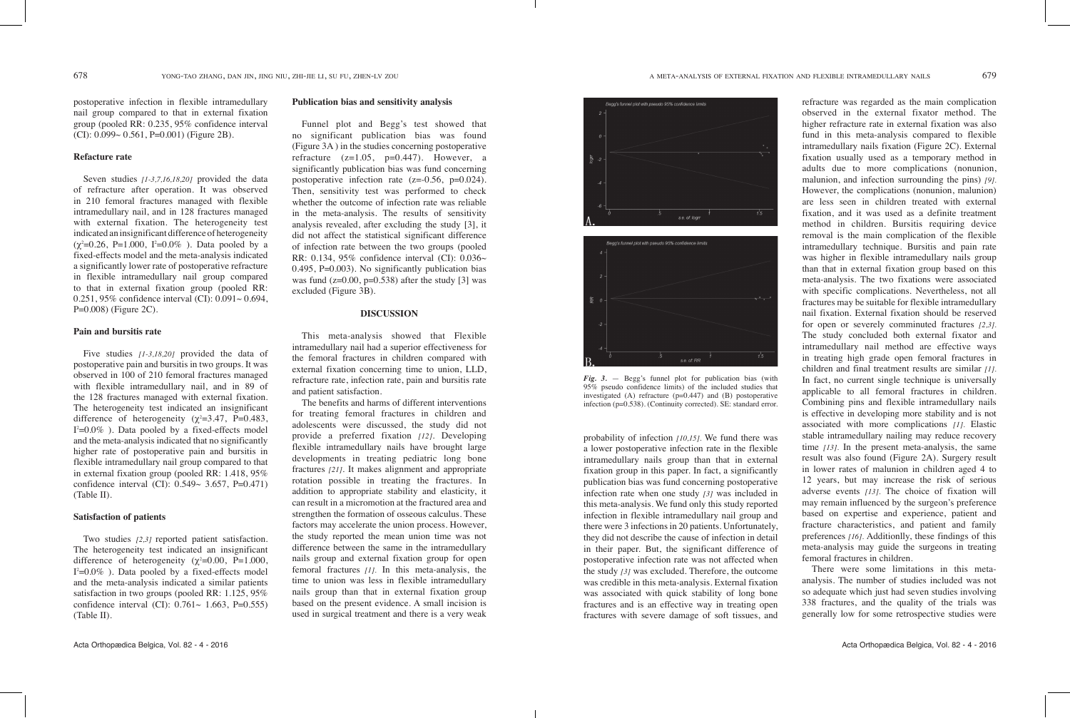postoperative infection in flexible intramedullary nail group compared to that in external fixation group (pooled RR: 0.235, 95% confidence interval (CI): 0.099~ 0.561, P=0.001) (Figure 2B).

### Refacture rate

Seven studies [1-3,7,16,18,20] provided the data of refracture after operation. It was observed in 210 femoral fractures managed with flexible intramedullary nail, and in 128 fractures managed with external fixation. The heterogeneity test indicated an insignificant difference of heterogeneity ($\chi^2$=0.26, P=1.000, $I^2$=0.0% ). Data pooled by a fixed-effects model and the meta-analysis indicated a significantly lower rate of postoperative refracture in flexible intramedullary nail group compared to that in external fixation group (pooled RR: 0.251, 95% confidence interval (CI): 0.091~ 0.694, P=0.008) (Figure 2C).

### Pain and bursitis rate

Five studies [1-3,18,20] provided the data of postoperative pain and bursitis in two groups. It was observed in 100 of 210 femoral fractures managed with flexible intramedullary nail, and in 89 of the 128 fractures managed with external fixation. The heterogeneity test indicated an insignificant difference of heterogeneity ($\chi^2$=3.47, P=0.483, $I^2$=0.0% ). Data pooled by a fixed-effects model and the meta-analysis indicated that no significantly higher rate of postoperative pain and bursitis in flexible intramedullary nail group compared to that in external fixation group (pooled RR: 1.418, 95% confidence interval (CI): 0.549~ 3.657, P=0.471) (Table II).

### Satisfaction of patients

Two studies [2,3] reported patient satisfaction. The heterogeneity test indicated an insignificant difference of heterogeneity ($\chi^2$=0.00, P=1.000, $I^2$=0.0% ). Data pooled by a fixed-effects model and the meta-analysis indicated a similar patients satisfaction in two groups (pooled RR: 1.125, 95% confidence interval (CI): 0.761~ 1.663, P=0.555) (Table II).

### Publication bias and sensitivity analysis

Funnel plot and Begg's test showed that no significant publication bias was found (Figure 3A ) in the studies concerning postoperative refracture (z=1.05, p=0.447). However, a significantly publication bias was fund concerning postoperative infection rate (z=-0.56, p=0.024). Then, sensitivity test was performed to check whether the outcome of infection rate was reliable in the meta-analysis. The results of sensitivity analysis revealed, after excluding the study [3], it did not affect the statistical significant difference of infection rate between the two groups (pooled RR: 0.134, 95% confidence interval (CI): 0.036~ 0.495, P=0.003). No significantly publication bias was fund (z=0.00, p=0.538) after the study [3] was excluded (Figure 3B).

## DISCUSSION

This meta-analysis showed that Flexible intramedullary nail had a superior effectiveness for the femoral fractures in children compared with external fixation concerning time to union, LLD, refracture rate, infection rate, pain and bursitis rate and patient satisfaction.

The benefits and harms of different interventions for treating femoral fractures in children and adolescents were discussed, the study did not provide a preferred fixation [12]. Developing flexible intramedullary nails have brought large developments in treating pediatric long bone fractures [21]. It makes alignment and appropriate rotation possible in treating the fractures. In addition to appropriate stability and elasticity, it can result in a micromotion at the fractured area and strengthen the formation of osseous calculus. These factors may accelerate the union process. However, the study reported the mean union time was not difference between the same in the intramedullary nails group and external fixation group for open femoral fractures [1]. In this meta-analysis, the time to union was less in flexible intramedullary nails group than that in external fixation group based on the present evidence. A small incision is used in surgical treatment and there is a very weak probability of infection [10,15]. We fund there was a lower postoperative infection rate in the flexible intramedullary nails group than that in external fixation group in this paper. In fact, a significantly publication bias was fund concerning postoperative infection rate when one study [3] was included in this meta-analysis. We fund only this study reported infection in flexible intramedullary nail group and there were 3 infections in 20 patients. Unfortunately, they did not describe the cause of infection in detail in their paper. But, the significant difference of postoperative infection rate was not affected when the study [3] was excluded. Therefore, the outcome was credible in this meta-analysis. External fixation was associated with quick stability of long bone fractures and is an effective way in treating open fractures with severe damage of soft tissues, and refracture was regarded as the main complication observed in the external fixator method. The higher refracture rate in external fixation was also fund in this meta-analysis compared to flexible intramedullary nails fixation (Figure 2C). External fixation usually used as a temporary method in adults due to more complications (nonunion, malunion, and infection surrounding the pins) [9]. However, the complications (nonunion, malunion) are less seen in children treated with external fixation, and it was used as a definite treatment method in children. Bursitis requiring device removal is the main complication of the flexible intramedullary technique. Bursitis and pain rate was higher in flexible intramedullary nails group than that in external fixation group based on this meta-analysis. The two fixations were associated with specific complications. Nevertheless, not all fractures may be suitable for flexible intramedullary nail fixation. External fixation should be reserved for open or severely comminuted fractures [2,3]. The study concluded both external fixator and intramedullary nail method are effective ways in treating high grade open femoral fractures in children and final treatment results are similar [1]. In fact, no current single technique is universally applicable to all femoral fractures in children. Combining pins and flexible intramedullary nails is effective in developing more stability and is not associated with more complications [1]. Elastic stable intramedullary nailing may reduce recovery time [13]. In the present meta-analysis, the same result was also found (Figure 2A). Surgery result in lower rates of malunion in children aged 4 to 12 years, but may increase the risk of serious adverse events [13]. The choice of fixation will may remain influenced by the surgeon's preference based on expertise and experience, patient and fracture characteristics, and patient and family preferences [16]. Additionlly, these findings of this meta-analysis may guide the surgeons in treating femoral fractures in children.

There were some limitations in this meta-analysis. The number of studies included was not so adequate which just had seven studies involving 338 fractures, and the quality of the trials was generally low for some retrospective studies were

*Fig. 3.* — Begg's funnel plot for publication bias (with 95% pseudo confidence limits) of the included studies that investigated (A) refracture (p=0.447) and (B) postoperative infection (p=0.538). (Continuity corrected). SE: standard error.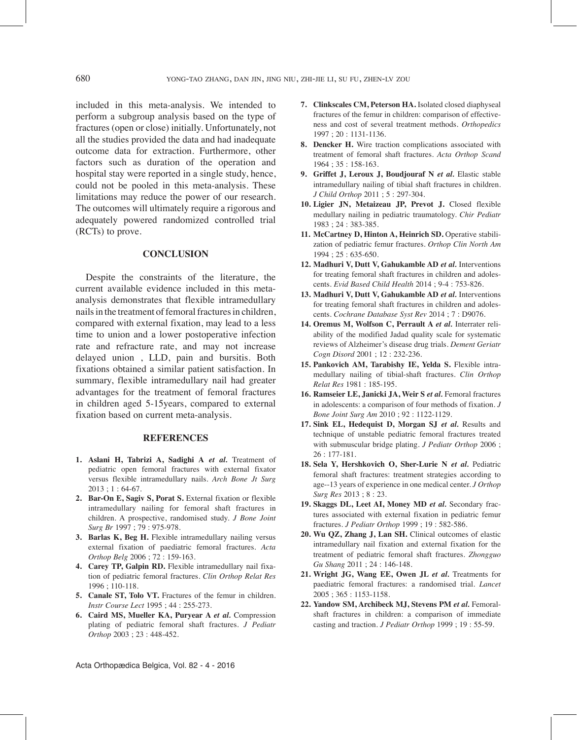included in this meta-analysis. We intended to perform a subgroup analysis based on the type of fractures (open or close) initially. Unfortunately, not all the studies provided the data and had inadequate outcome data for extraction. Furthermore, other factors such as duration of the operation and hospital stay were reported in a single study, hence, could not be pooled in this meta-analysis. These limitations may reduce the power of our research. The outcomes will ultimately require a rigorous and adequately powered randomized controlled trial (RCTs) to prove.

## CONCLUSION

Despite the constraints of the literature, the current available evidence included in this meta-analysis demonstrates that flexible intramedullary nails in the treatment of femoral fractures in children, compared with external fixation, may lead to a less time to union and a lower postoperative infection rate and refracture rate, and may not increase delayed union , LLD, pain and bursitis. Both fixations obtained a similar patient satisfaction. In summary, flexible intramedullary nail had greater advantages for the treatment of femoral fractures in children aged 5-15years, compared to external fixation based on current meta-analysis.

## REFERENCES

1. **Aslani H, Tabrizi A, Sadighi A *et al.*** Treatment of pediatric open femoral fractures with external fixator versus flexible intramedullary nails. *Arch Bone Jt Surg* 2013 ; 1 : 64-67.
2. **Bar-On E, Sagiv S, Porat S.** External fixation or flexible intramedullary nailing for femoral shaft fractures in children. A prospective, randomised study. *J Bone Joint Surg Br* 1997 ; 79 : 975-978.
3. **Barlas K, Beg H.** Flexible intramedullary nailing versus external fixation of paediatric femoral fractures. *Acta Orthop Belg* 2006 ; 72 : 159-163.
4. **Carey TP, Galpin RD.** Flexible intramedullary nail fixation of pediatric femoral fractures. *Clin Orthop Relat Res* 1996 ; 110-118.
5. **Canale ST, Tolo VT.** Fractures of the femur in children. *Instr Course Lect* 1995 ; 44 : 255-273.
6. **Caird MS, Mueller KA, Puryear A *et al.*** Compression plating of pediatric femoral shaft fractures. *J Pediatr Orthop* 2003 ; 23 : 448-452.
7. **Clinkscales CM, Peterson HA.** Isolated closed diaphyseal fractures of the femur in children: comparison of effectiveness and cost of several treatment methods. *Orthopedics* 1997 ; 20 : 1131-1136.
8. **Dencker H.** Wire traction complications associated with treatment of femoral shaft fractures. *Acta Orthop Scand* 1964 ; 35 : 158-163.
9. **Griffet J, Leroux J, Boudjouraf N *et al.*** Elastic stable intramedullary nailing of tibial shaft fractures in children. *J Child Orthop* 2011 ; 5 : 297-304.
10. **Ligier JN, Metaizeau JP, Prevot J.** Closed flexible medullary nailing in pediatric traumatology. *Chir Pediatr* 1983 ; 24 : 383-385.
11. **McCartney D, Hinton A, Heinrich SD.** Operative stabilization of pediatric femur fractures. *Orthop Clin North Am* 1994 ; 25 : 635-650.
12. **Madhuri V, Dutt V, Gahukamble AD *et al.*** Interventions for treating femoral shaft fractures in children and adolescents. *Evid Based Child Health* 2014 ; 9-4 : 753-826.
13. **Madhuri V, Dutt V, Gahukamble AD *et al.*** Interventions for treating femoral shaft fractures in children and adolescents. *Cochrane Database Syst Rev* 2014 ; 7 : D9076.
14. **Oremus M, Wolfson C, Perrault A *et al.*** Interrater reliability of the modified Jadad quality scale for systematic reviews of Alzheimer's disease drug trials. *Dement Geriatr Cogn Disord* 2001 ; 12 : 232-236.
15. **Pankovich AM, Tarabishy IE, Yelda S.** Flexible intramedullary nailing of tibial-shaft fractures. *Clin Orthop Relat Res* 1981 : 185-195.
16. **Ramseier LE, Janicki JA, Weir S *et al.*** Femoral fractures in adolescents: a comparison of four methods of fixation. *J Bone Joint Surg Am* 2010 ; 92 : 1122-1129.
17. **Sink EL, Hedequist D, Morgan SJ *et al.*** Results and technique of unstable pediatric femoral fractures treated with submuscular bridge plating. *J Pediatr Orthop* 2006 ; 26 : 177-181.
18. **Sela Y, Hershkovich O, Sher-Lurie N *et al.*** Pediatric femoral shaft fractures: treatment strategies according to age--13 years of experience in one medical center. *J Orthop Surg Res* 2013 ; 8 : 23.
19. **Skaggs DL, Leet AI, Money MD *et al.*** Secondary fractures associated with external fixation in pediatric femur fractures. *J Pediatr Orthop* 1999 ; 19 : 582-586.
20. **Wu QZ, Zhang J, Lan SH.** Clinical outcomes of elastic intramedullary nail fixation and external fixation for the treatment of pediatric femoral shaft fractures. *Zhongguo Gu Shang* 2011 ; 24 : 146-148.
21. **Wright JG, Wang EE, Owen JL *et al.*** Treatments for paediatric femoral fractures: a randomised trial. *Lancet* 2005 ; 365 : 1153-1158.
22. **Yandow SM, Archibeck MJ, Stevens PM *et al.*** Femoral-shaft fractures in children: a comparison of immediate casting and traction. *J Pediatr Orthop* 1999 ; 19 : 55-59.